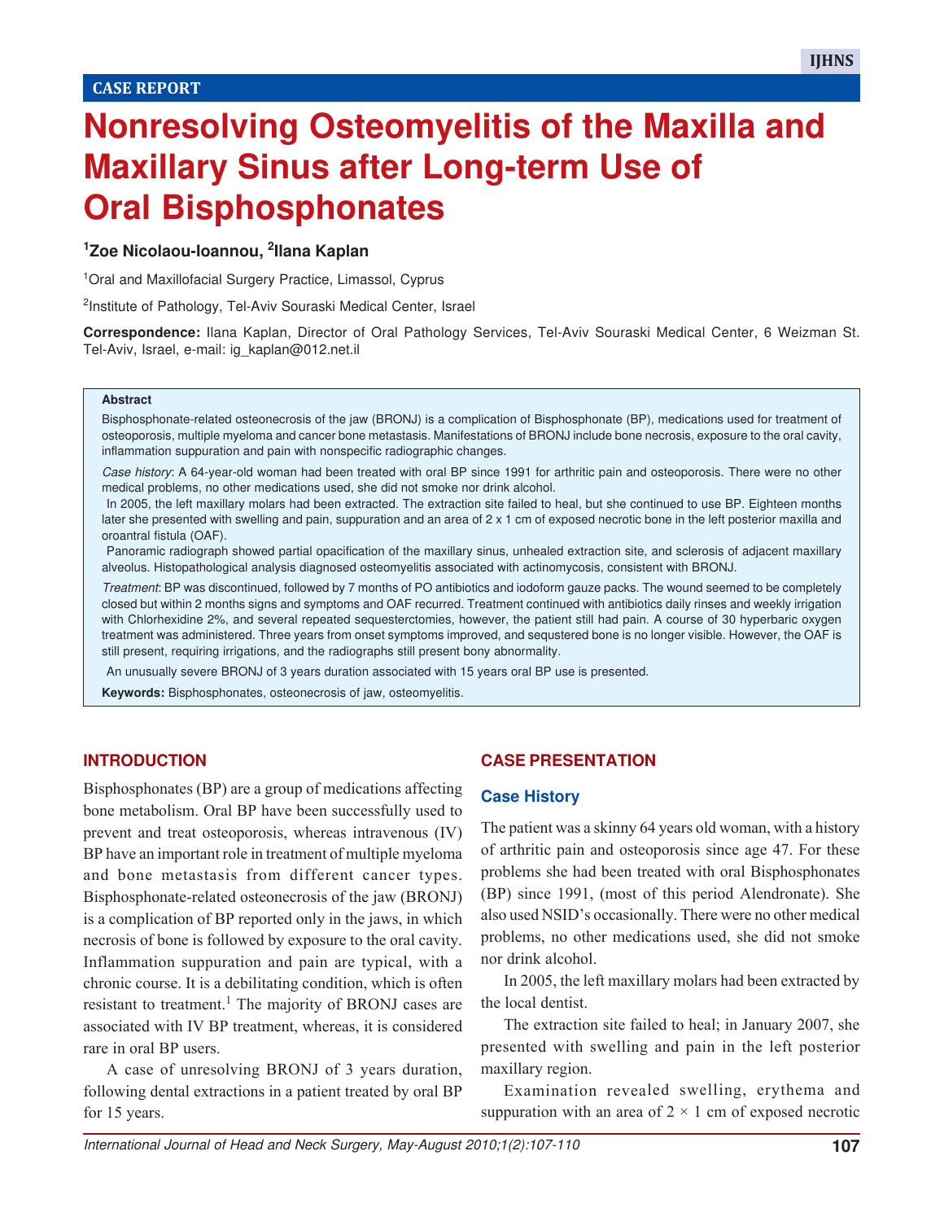CASE REPORT

# Nonresolving Osteomyelitis of the Maxilla and Maxillary Sinus after Long-term Use of Oral Bisphosphonates

**[1]Zoe Nicolaou-Ioannou, [2]Ilana Kaplan**

[1]Oral and Maxillofacial Surgery Practice, Limassol, Cyprus

[2]Institute of Pathology, Tel-Aviv Souraski Medical Center, Israel

**Correspondence:** Ilana Kaplan, Director of Oral Pathology Services, Tel-Aviv Souraski Medical Center, 6 Weizman St. Tel-Aviv, Israel, e-mail: ig_kaplan@012.net.il

**Abstract**

Bisphosphonate-related osteonecrosis of the jaw (BRONJ) is a complication of Bisphosphonate (BP), medications used for treatment of osteoporosis, multiple myeloma and cancer bone metastasis. Manifestations of BRONJ include bone necrosis, exposure to the oral cavity, inflammation suppuration and pain with nonspecific radiographic changes.

*Case history*: A 64-year-old woman had been treated with oral BP since 1991 for arthritic pain and osteoporosis. There were no other medical problems, no other medications used, she did not smoke nor drink alcohol.

In 2005, the left maxillary molars had been extracted. The extraction site failed to heal, but she continued to use BP. Eighteen months later she presented with swelling and pain, suppuration and an area of 2 x 1 cm of exposed necrotic bone in the left posterior maxilla and oroantral fistula (OAF).

Panoramic radiograph showed partial opacification of the maxillary sinus, unhealed extraction site, and sclerosis of adjacent maxillary alveolus. Histopathological analysis diagnosed osteomyelitis associated with actinomycosis, consistent with BRONJ.

*Treatment*: BP was discontinued, followed by 7 months of PO antibiotics and iodoform gauze packs. The wound seemed to be completely closed but within 2 months signs and symptoms and OAF recurred. Treatment continued with antibiotics daily rinses and weekly irrigation with Chlorhexidine 2%, and several repeated sequesterctomies, however, the patient still had pain. A course of 30 hyperbaric oxygen treatment was administered. Three years from onset symptoms improved, and sequstered bone is no longer visible. However, the OAF is still present, requiring irrigations, and the radiographs still present bony abnormality.

An unusually severe BRONJ of 3 years duration associated with 15 years oral BP use is presented.

**Keywords:** Bisphosphonates, osteonecrosis of jaw, osteomyelitis.

## INTRODUCTION

Bisphosphonates (BP) are a group of medications affecting bone metabolism. Oral BP have been successfully used to prevent and treat osteoporosis, whereas intravenous (IV) BP have an important role in treatment of multiple myeloma and bone metastasis from different cancer types. Bisphosphonate-related osteonecrosis of the jaw (BRONJ) is a complication of BP reported only in the jaws, in which necrosis of bone is followed by exposure to the oral cavity. Inflammation suppuration and pain are typical, with a chronic course. It is a debilitating condition, which is often resistant to treatment.[1] The majority of BRONJ cases are associated with IV BP treatment, whereas, it is considered rare in oral BP users.

A case of unresolving BRONJ of 3 years duration, following dental extractions in a patient treated by oral BP for 15 years.

## CASE PRESENTATION

### Case History

The patient was a skinny 64 years old woman, with a history of arthritic pain and osteoporosis since age 47. For these problems she had been treated with oral Bisphosphonates (BP) since 1991, (most of this period Alendronate). She also used NSID's occasionally. There were no other medical problems, no other medications used, she did not smoke nor drink alcohol.

In 2005, the left maxillary molars had been extracted by the local dentist.

The extraction site failed to heal; in January 2007, she presented with swelling and pain in the left posterior maxillary region.

Examination revealed swelling, erythema and suppuration with an area of 2 × 1 cm of exposed necrotic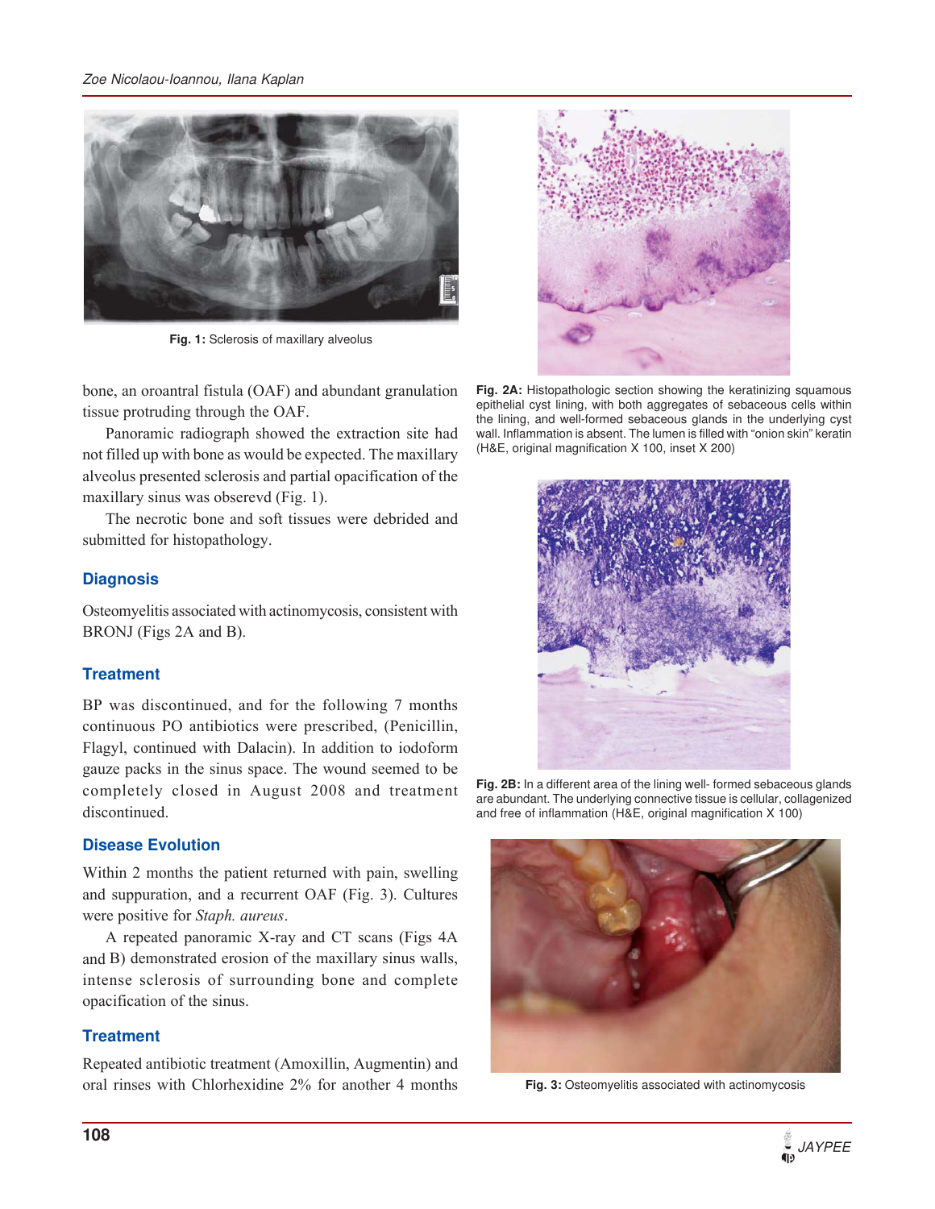Fig. 1: Sclerosis of maxillary alveolus

bone, an oroantral fistula (OAF) and abundant granulation tissue protruding through the OAF.

Panoramic radiograph showed the extraction site had not filled up with bone as would be expected. The maxillary alveolus presented sclerosis and partial opacification of the maxillary sinus was obserevd (Fig. 1).

The necrotic bone and soft tissues were debrided and submitted for histopathology.

## Diagnosis

Osteomyelitis associated with actinomycosis, consistent with BRONJ (Figs 2A and B).

## Treatment

BP was discontinued, and for the following 7 months continuous PO antibiotics were prescribed, (Penicillin, Flagyl, continued with Dalacin). In addition to iodoform gauze packs in the sinus space. The wound seemed to be completely closed in August 2008 and treatment discontinued.

## Disease Evolution

Within 2 months the patient returned with pain, swelling and suppuration, and a recurrent OAF (Fig. 3). Cultures were positive for *Staph. aureus*.

A repeated panoramic X-ray and CT scans (Figs 4A and B) demonstrated erosion of the maxillary sinus walls, intense sclerosis of surrounding bone and complete opacification of the sinus.

## Treatment

Repeated antibiotic treatment (Amoxillin, Augmentin) and oral rinses with Chlorhexidine 2% for another 4 months

**Fig. 2A:** Histopathologic section showing the keratinizing squamous epithelial cyst lining, with both aggregates of sebaceous cells within the lining, and well-formed sebaceous glands in the underlying cyst wall. Inflammation is absent. The lumen is filled with "onion skin" keratin (H&E, original magnification X 100, inset X 200)

**Fig. 2B:** In a different area of the lining well- formed sebaceous glands are abundant. The underlying connective tissue is cellular, collagenized and free of inflammation (H&E, original magnification X 100)

**Fig. 3:** Osteomyelitis associated with actinomycosis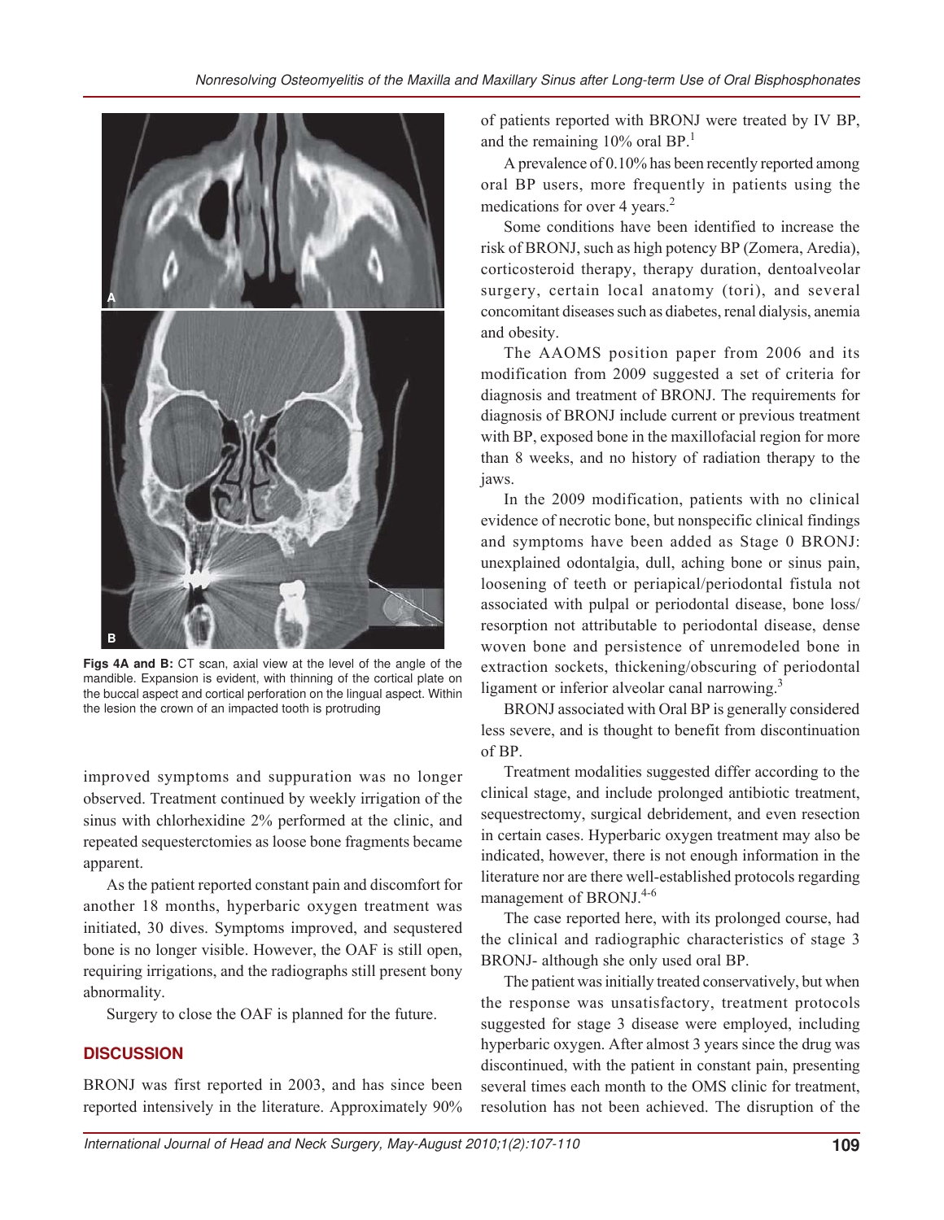Figs 4A and B: CT scan, axial view at the level of the angle of the mandible. Expansion is evident, with thinning of the cortical plate on the buccal aspect and cortical perforation on the lingual aspect. Within the lesion the crown of an impacted tooth is protruding

improved symptoms and suppuration was no longer observed. Treatment continued by weekly irrigation of the sinus with chlorhexidine 2% performed at the clinic, and repeated sequesterctomies as loose bone fragments became apparent.

As the patient reported constant pain and discomfort for another 18 months, hyperbaric oxygen treatment was initiated, 30 dives. Symptoms improved, and sequstered bone is no longer visible. However, the OAF is still open, requiring irrigations, and the radiographs still present bony abnormality.

Surgery to close the OAF is planned for the future.

## DISCUSSION

BRONJ was first reported in 2003, and has since been reported intensively in the literature. Approximately 90% of patients reported with BRONJ were treated by IV BP, and the remaining 10% oral BP.[1]

A prevalence of 0.10% has been recently reported among oral BP users, more frequently in patients using the medications for over 4 years.[2]

Some conditions have been identified to increase the risk of BRONJ, such as high potency BP (Zomera, Aredia), corticosteroid therapy, therapy duration, dentoalveolar surgery, certain local anatomy (tori), and several concomitant diseases such as diabetes, renal dialysis, anemia and obesity.

The AAOMS position paper from 2006 and its modification from 2009 suggested a set of criteria for diagnosis and treatment of BRONJ. The requirements for diagnosis of BRONJ include current or previous treatment with BP, exposed bone in the maxillofacial region for more than 8 weeks, and no history of radiation therapy to the jaws.

In the 2009 modification, patients with no clinical evidence of necrotic bone, but nonspecific clinical findings and symptoms have been added as Stage 0 BRONJ: unexplained odontalgia, dull, aching bone or sinus pain, loosening of teeth or periapical/periodontal fistula not associated with pulpal or periodontal disease, bone loss/ resorption not attributable to periodontal disease, dense woven bone and persistence of unremodeled bone in extraction sockets, thickening/obscuring of periodontal ligament or inferior alveolar canal narrowing.[3]

BRONJ associated with Oral BP is generally considered less severe, and is thought to benefit from discontinuation of BP.

Treatment modalities suggested differ according to the clinical stage, and include prolonged antibiotic treatment, sequestrectomy, surgical debridement, and even resection in certain cases. Hyperbaric oxygen treatment may also be indicated, however, there is not enough information in the literature nor are there well-established protocols regarding management of BRONJ.[4-6]

The case reported here, with its prolonged course, had the clinical and radiographic characteristics of stage 3 BRONJ- although she only used oral BP.

The patient was initially treated conservatively, but when the response was unsatisfactory, treatment protocols suggested for stage 3 disease were employed, including hyperbaric oxygen. After almost 3 years since the drug was discontinued, with the patient in constant pain, presenting several times each month to the OMS clinic for treatment, resolution has not been achieved. The disruption of the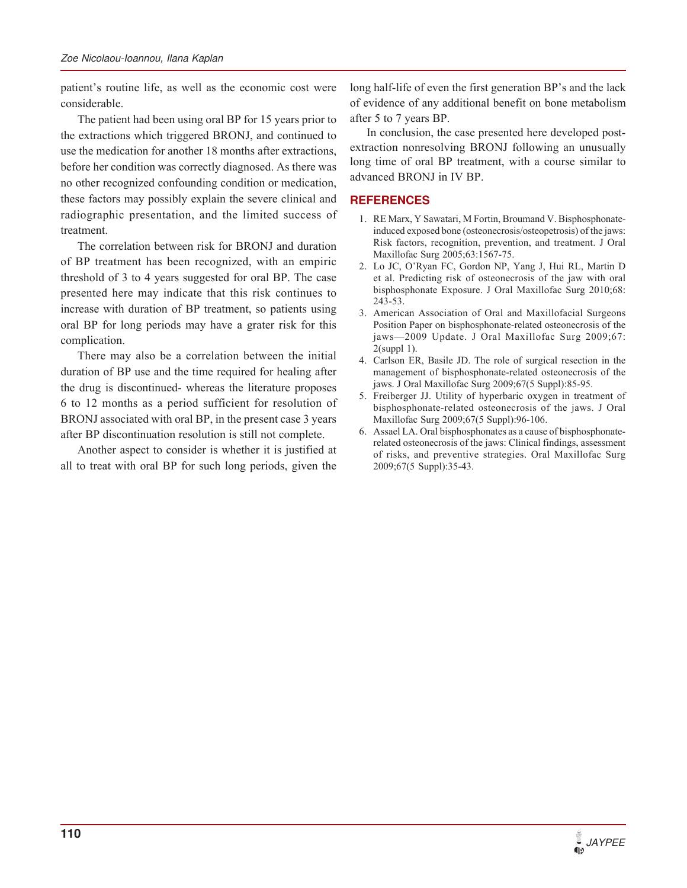patient's routine life, as well as the economic cost were considerable.

The patient had been using oral BP for 15 years prior to the extractions which triggered BRONJ, and continued to use the medication for another 18 months after extractions, before her condition was correctly diagnosed. As there was no other recognized confounding condition or medication, these factors may possibly explain the severe clinical and radiographic presentation, and the limited success of treatment.

The correlation between risk for BRONJ and duration of BP treatment has been recognized, with an empiric threshold of 3 to 4 years suggested for oral BP. The case presented here may indicate that this risk continues to increase with duration of BP treatment, so patients using oral BP for long periods may have a grater risk for this complication.

There may also be a correlation between the initial duration of BP use and the time required for healing after the drug is discontinued- whereas the literature proposes 6 to 12 months as a period sufficient for resolution of BRONJ associated with oral BP, in the present case 3 years after BP discontinuation resolution is still not complete.

Another aspect to consider is whether it is justified at all to treat with oral BP for such long periods, given the long half-life of even the first generation BP's and the lack of evidence of any additional benefit on bone metabolism after 5 to 7 years BP.

In conclusion, the case presented here developed post-extraction nonresolving BRONJ following an unusually long time of oral BP treatment, with a course similar to advanced BRONJ in IV BP.

## REFERENCES

1. RE Marx, Y Sawatari, M Fortin, Broumand V. Bisphosphonate-induced exposed bone (osteonecrosis/osteopetrosis) of the jaws: Risk factors, recognition, prevention, and treatment. J Oral Maxillofac Surg 2005;63:1567-75.
2. Lo JC, O'Ryan FC, Gordon NP, Yang J, Hui RL, Martin D et al. Predicting risk of osteonecrosis of the jaw with oral bisphosphonate Exposure. J Oral Maxillofac Surg 2010;68: 243-53.
3. American Association of Oral and Maxillofacial Surgeons Position Paper on bisphosphonate-related osteonecrosis of the jaws—2009 Update. J Oral Maxillofac Surg 2009;67: 2(suppl 1).
4. Carlson ER, Basile JD. The role of surgical resection in the management of bisphosphonate-related osteonecrosis of the jaws. J Oral Maxillofac Surg 2009;67(5 Suppl):85-95.
5. Freiberger JJ. Utility of hyperbaric oxygen in treatment of bisphosphonate-related osteonecrosis of the jaws. J Oral Maxillofac Surg 2009;67(5 Suppl):96-106.
6. Assael LA. Oral bisphosphonates as a cause of bisphosphonate-related osteonecrosis of the jaws: Clinical findings, assessment of risks, and preventive strategies. Oral Maxillofac Surg 2009;67(5 Suppl):35-43.